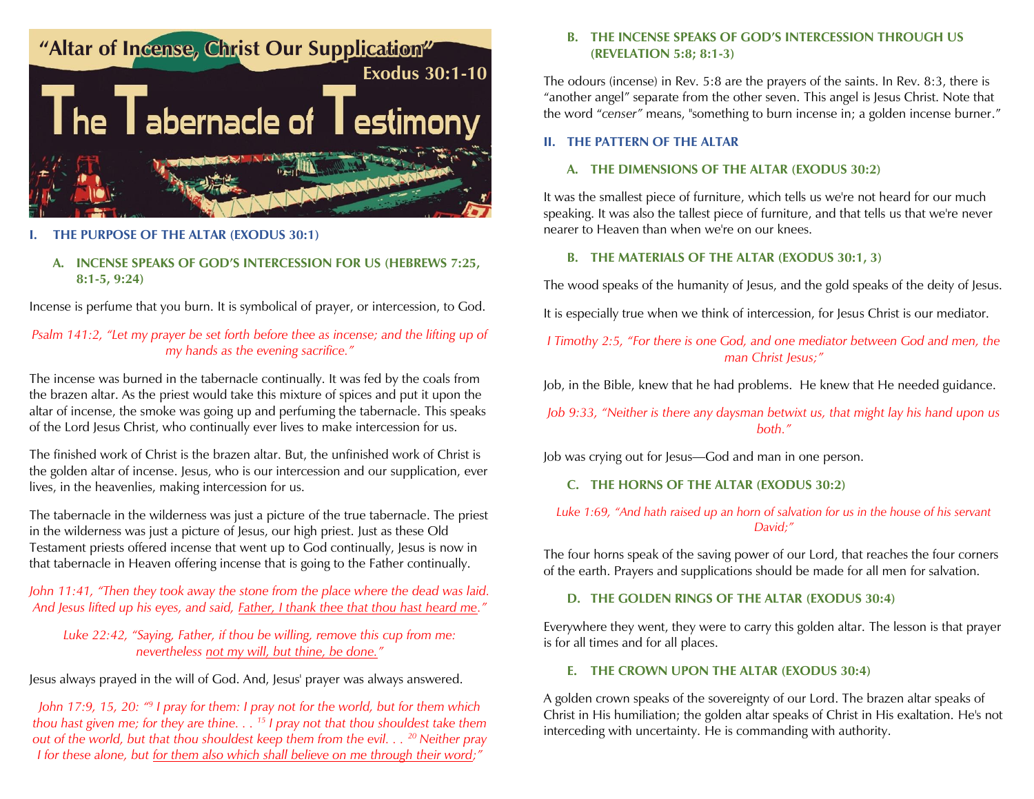# "Altar of Incense, Christ Our Supplication"

Exodus 30:1-10

# The Tabernacle of Testimony

## I. THE PURPOSE OF THE ALTAR (EXODUS 30:1)

### A. INCENSE SPEAKS OF GOD'S INTERCESSION FOR US (HEBREWS 7:25, 8:1-5, 9:24)

Incense is perfume that you burn. It is symbolical of prayer, or intercession, to God.

*Psalm 141:2, "Let my prayer be set forth before thee as incense; and the lifting up of my hands as the evening sacrifice."*

The incense was burned in the tabernacle continually. It was fed by the coals from the brazen altar. As the priest would take this mixture of spices and put it upon the altar of incense, the smoke was going up and perfuming the tabernacle. This speaks of the Lord Jesus Christ, who continually ever lives to make intercession for us.

The finished work of Christ is the brazen altar. But, the unfinished work of Christ is the golden altar of incense. Jesus, who is our intercession and our supplication, ever lives, in the heavenlies, making intercession for us.

The tabernacle in the wilderness was just a picture of the true tabernacle. The priest in the wilderness was just a picture of Jesus, our high priest. Just as these Old Testament priests offered incense that went up to God continually, Jesus is now in that tabernacle in Heaven offering incense that is going to the Father continually.

*John 11:41, "Then they took away the stone from the place where the dead was laid. And Jesus lifted up his eyes, and said, <u>Father, I thank thee that thou hast heard me</u>."*

*Luke 22:42, "Saying, Father, if thou be willing, remove this cup from me: nevertheless <u>not my will, but thine, be done.</u>"*

Jesus always prayed in the will of God. And, Jesus' prayer was always answered.

*John 17:9, 15, 20: "[9] I pray for them: I pray not for the world, but for them which thou hast given me; for they are thine. . . [15] I pray not that thou shouldest take them out of the world, but that thou shouldest keep them from the evil. . . [20] Neither pray I for these alone, but <u>for them also which shall believe on me through their word</u>;"*

### B. THE INCENSE SPEAKS OF GOD'S INTERCESSION THROUGH US (REVELATION 5:8; 8:1-3)

The odours (incense) in Rev. 5:8 are the prayers of the saints. In Rev. 8:3, there is "another angel" separate from the other seven. This angel is Jesus Christ. Note that the word *"censer"* means, "something to burn incense in; a golden incense burner."

## II. THE PATTERN OF THE ALTAR

### A. THE DIMENSIONS OF THE ALTAR (EXODUS 30:2)

It was the smallest piece of furniture, which tells us we're not heard for our much speaking. It was also the tallest piece of furniture, and that tells us that we're never nearer to Heaven than when we're on our knees.

### B. THE MATERIALS OF THE ALTAR (EXODUS 30:1, 3)

The wood speaks of the humanity of Jesus, and the gold speaks of the deity of Jesus.

It is especially true when we think of intercession, for Jesus Christ is our mediator.

*I Timothy 2:5, "For there is one God, and one mediator between God and men, the man Christ Jesus;"*

Job, in the Bible, knew that he had problems. He knew that He needed guidance.

*Job 9:33, "Neither is there any daysman betwixt us, that might lay his hand upon us both."*

Job was crying out for Jesus—God and man in one person.

### C. THE HORNS OF THE ALTAR (EXODUS 30:2)

*Luke 1:69, "And hath raised up an horn of salvation for us in the house of his servant David;"*

The four horns speak of the saving power of our Lord, that reaches the four corners of the earth. Prayers and supplications should be made for all men for salvation.

### D. THE GOLDEN RINGS OF THE ALTAR (EXODUS 30:4)

Everywhere they went, they were to carry this golden altar. The lesson is that prayer is for all times and for all places.

### E. THE CROWN UPON THE ALTAR (EXODUS 30:4)

A golden crown speaks of the sovereignty of our Lord. The brazen altar speaks of Christ in His humiliation; the golden altar speaks of Christ in His exaltation. He's not interceding with uncertainty. He is commanding with authority.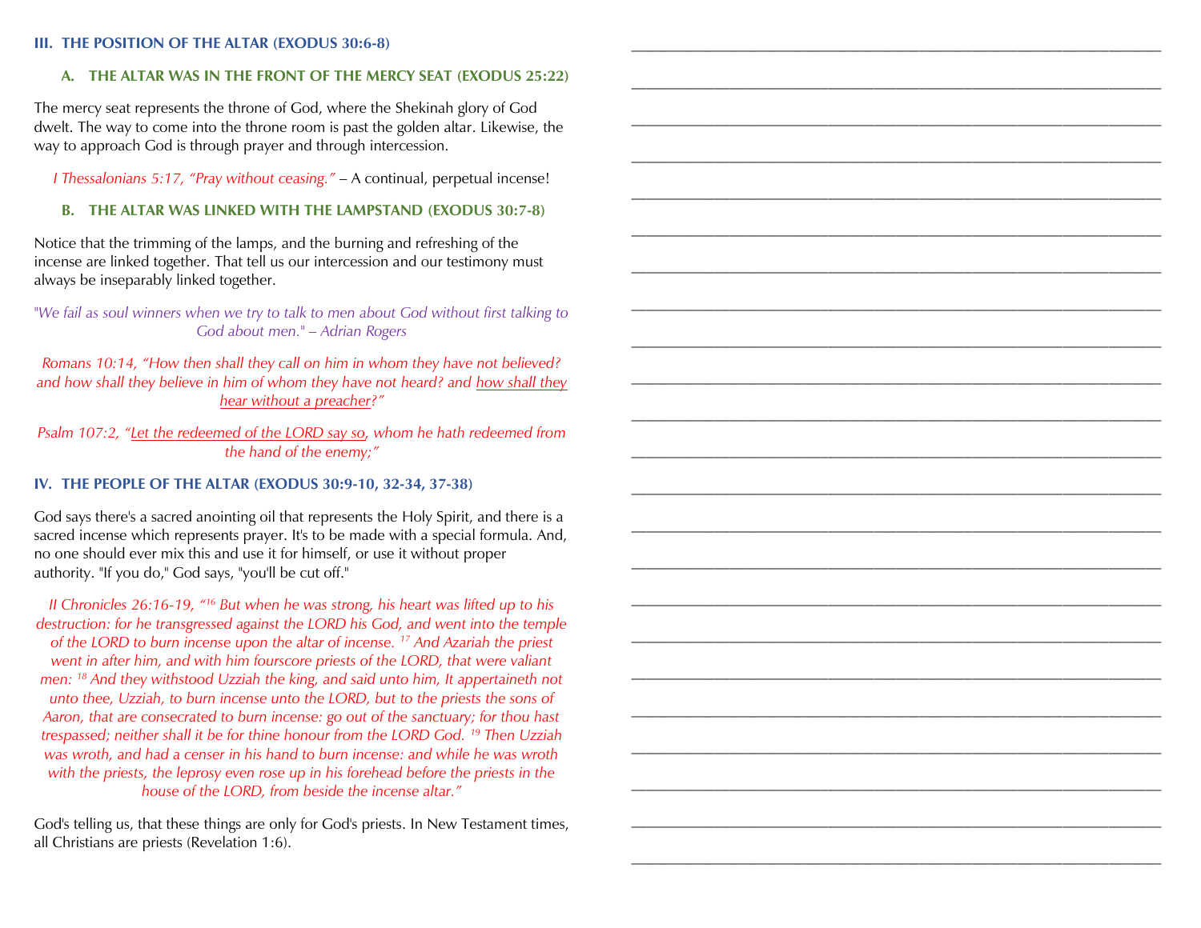## III. THE POSITION OF THE ALTAR (EXODUS 30:6-8)

### A. THE ALTAR WAS IN THE FRONT OF THE MERCY SEAT (EXODUS 25:22)

The mercy seat represents the throne of God, where the Shekinah glory of God dwelt. The way to come into the throne room is past the golden altar. Likewise, the way to approach God is through prayer and through intercession.

*I Thessalonians 5:17, "Pray without ceasing."* – A continual, perpetual incense!

### B. THE ALTAR WAS LINKED WITH THE LAMPSTAND (EXODUS 30:7-8)

Notice that the trimming of the lamps, and the burning and refreshing of the incense are linked together. That tell us our intercession and our testimony must always be inseparably linked together.

*"We fail as soul winners when we try to talk to men about God without first talking to God about men." – Adrian Rogers*

*Romans 10:14, "How then shall they call on him in whom they have not believed? and how shall they believe in him of whom they have not heard? and <u>how shall they hear without a preacher</u>?"*

*Psalm 107:2, "<u>Let the redeemed of the LORD say so</u>, whom he hath redeemed from the hand of the enemy;"*

## IV. THE PEOPLE OF THE ALTAR (EXODUS 30:9-10, 32-34, 37-38)

God says there's a sacred anointing oil that represents the Holy Spirit, and there is a sacred incense which represents prayer. It's to be made with a special formula. And, no one should ever mix this and use it for himself, or use it without proper authority. "If you do," God says, "you'll be cut off."

*II Chronicles 26:16-19, "[16] But when he was strong, his heart was lifted up to his destruction: for he transgressed against the LORD his God, and went into the temple of the LORD to burn incense upon the altar of incense. [17] And Azariah the priest went in after him, and with him fourscore priests of the LORD, that were valiant men: [18] And they withstood Uzziah the king, and said unto him, It appertaineth not unto thee, Uzziah, to burn incense unto the LORD, but to the priests the sons of Aaron, that are consecrated to burn incense: go out of the sanctuary; for thou hast trespassed; neither shall it be for thine honour from the LORD God. [19] Then Uzziah was wroth, and had a censer in his hand to burn incense: and while he was wroth with the priests, the leprosy even rose up in his forehead before the priests in the house of the LORD, from beside the incense altar."*

God's telling us, that these things are only for God's priests. In New Testament times, all Christians are priests (Revelation 1:6).